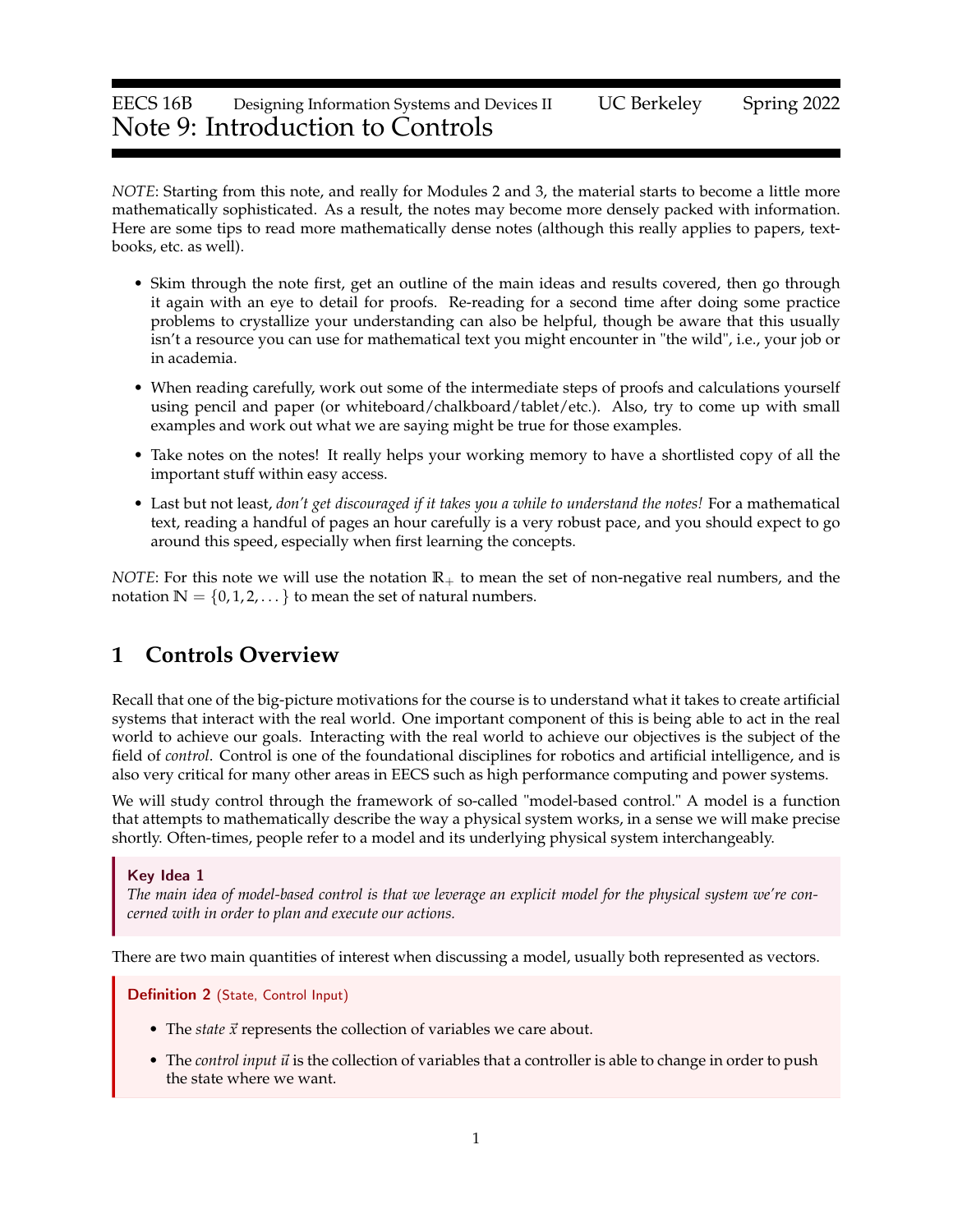EECS 16B Designing Information Systems and Devices II UC Berkeley Spring 2022

# Note 9: Introduction to Controls

*NOTE*: Starting from this note, and really for Modules 2 and 3, the material starts to become a little more mathematically sophisticated. As a result, the notes may become more densely packed with information. Here are some tips to read more mathematically dense notes (although this really applies to papers, textbooks, etc. as well).

- Skim through the note first, get an outline of the main ideas and results covered, then go through it again with an eye to detail for proofs. Re-reading for a second time after doing some practice problems to crystallize your understanding can also be helpful, though be aware that this usually isn't a resource you can use for mathematical text you might encounter in "the wild", i.e., your job or in academia.
- When reading carefully, work out some of the intermediate steps of proofs and calculations yourself using pencil and paper (or whiteboard/chalkboard/tablet/etc.). Also, try to come up with small examples and work out what we are saying might be true for those examples.
- Take notes on the notes! It really helps your working memory to have a shortlisted copy of all the important stuff within easy access.
- Last but not least, *don't get discouraged if it takes you a while to understand the notes!* For a mathematical text, reading a handful of pages an hour carefully is a very robust pace, and you should expect to go around this speed, especially when first learning the concepts.

*NOTE*: For this note we will use the notation $\mathbb{R}_+$ to mean the set of non-negative real numbers, and the notation $\mathbb{N} = \{0, 1, 2, \dots\}$ to mean the set of natural numbers.

## 1 Controls Overview

Recall that one of the big-picture motivations for the course is to understand what it takes to create artificial systems that interact with the real world. One important component of this is being able to act in the real world to achieve our goals. Interacting with the real world to achieve our objectives is the subject of the field of *control*. Control is one of the foundational disciplines for robotics and artificial intelligence, and is also very critical for many other areas in EECS such as high performance computing and power systems.

We will study control through the framework of so-called "model-based control." A model is a function that attempts to mathematically describe the way a physical system works, in a sense we will make precise shortly. Often-times, people refer to a model and its underlying physical system interchangeably.

> **Key Idea 1**
>
> *The main idea of model-based control is that we leverage an explicit model for the physical system we're concerned with in order to plan and execute our actions.*

There are two main quantities of interest when discussing a model, usually both represented as vectors.

> **Definition 2** (State, Control Input)
>
> - The *state* $\vec{x}$ represents the collection of variables we care about.
> - The *control input* $\vec{u}$ is the collection of variables that a controller is able to change in order to push the state where we want.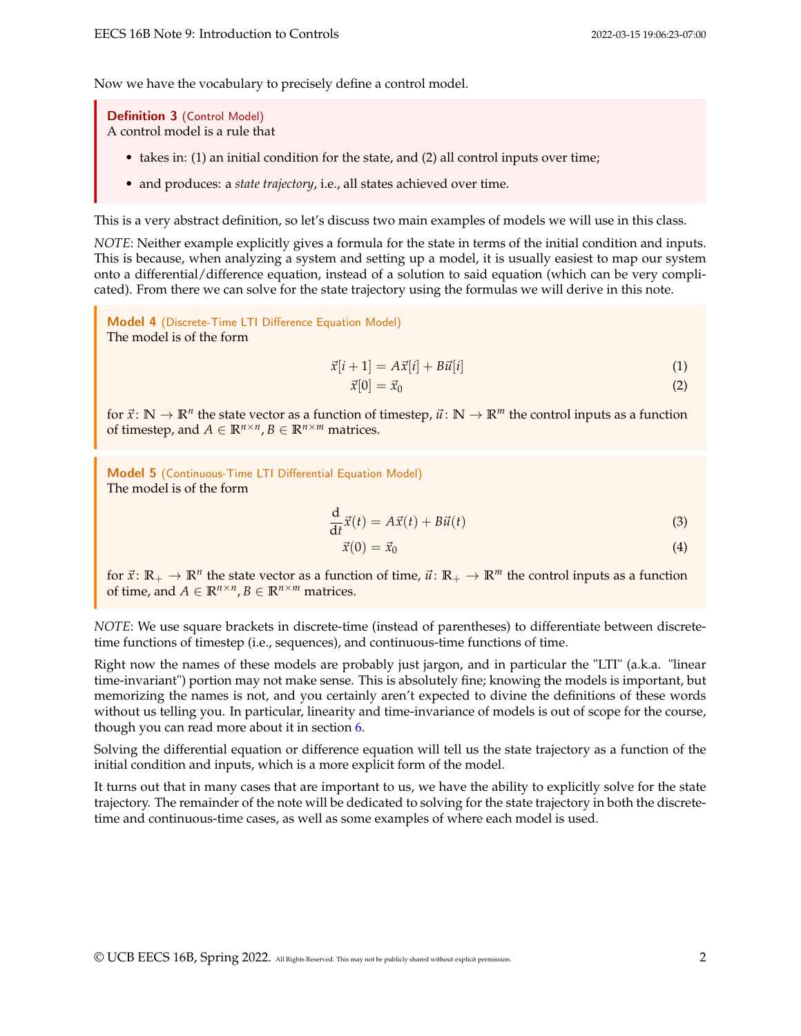Now we have the vocabulary to precisely define a control model.

**Definition 3** (Control Model)
A control model is a rule that

- takes in: (1) an initial condition for the state, and (2) all control inputs over time;
- and produces: a *state trajectory*, i.e., all states achieved over time.

This is a very abstract definition, so let's discuss two main examples of models we will use in this class.

*NOTE*: Neither example explicitly gives a formula for the state in terms of the initial condition and inputs. This is because, when analyzing a system and setting up a model, it is usually easiest to map our system onto a differential/difference equation, instead of a solution to said equation (which can be very complicated). From there we can solve for the state trajectory using the formulas we will derive in this note.

**Model 4** (Discrete-Time LTI Difference Equation Model)
The model is of the form

$$\vec{x}[i+1] = A\vec{x}[i] + B\vec{u}[i] \tag{1}$$

$$\vec{x}[0] = \vec{x}_0 \tag{2}$$

for $\vec{x} \colon \mathbb{N} \to \mathbb{R}^n$ the state vector as a function of timestep, $\vec{u} \colon \mathbb{N} \to \mathbb{R}^m$ the control inputs as a function of timestep, and $A \in \mathbb{R}^{n \times n}$, $B \in \mathbb{R}^{n \times m}$ matrices.

**Model 5** (Continuous-Time LTI Differential Equation Model)
The model is of the form

$$\frac{\mathrm{d}}{\mathrm{d}t}\vec{x}(t) = A\vec{x}(t) + B\vec{u}(t) \tag{3}$$

$$\vec{x}(0) = \vec{x}_0 \tag{4}$$

for $\vec{x} \colon \mathbb{R}_+ \to \mathbb{R}^n$ the state vector as a function of time, $\vec{u} \colon \mathbb{R}_+ \to \mathbb{R}^m$ the control inputs as a function of time, and $A \in \mathbb{R}^{n \times n}$, $B \in \mathbb{R}^{n \times m}$ matrices.

*NOTE*: We use square brackets in discrete-time (instead of parentheses) to differentiate between discrete-time functions of timestep (i.e., sequences), and continuous-time functions of time.

Right now the names of these models are probably just jargon, and in particular the "LTI" (a.k.a. "linear time-invariant") portion may not make sense. This is absolutely fine; knowing the models is important, but memorizing the names is not, and you certainly aren't expected to divine the definitions of these words without us telling you. In particular, linearity and time-invariance of models is out of scope for the course, though you can read more about it in section 6.

Solving the differential equation or difference equation will tell us the state trajectory as a function of the initial condition and inputs, which is a more explicit form of the model.

It turns out that in many cases that are important to us, we have the ability to explicitly solve for the state trajectory. The remainder of the note will be dedicated to solving for the state trajectory in both the discrete-time and continuous-time cases, as well as some examples of where each model is used.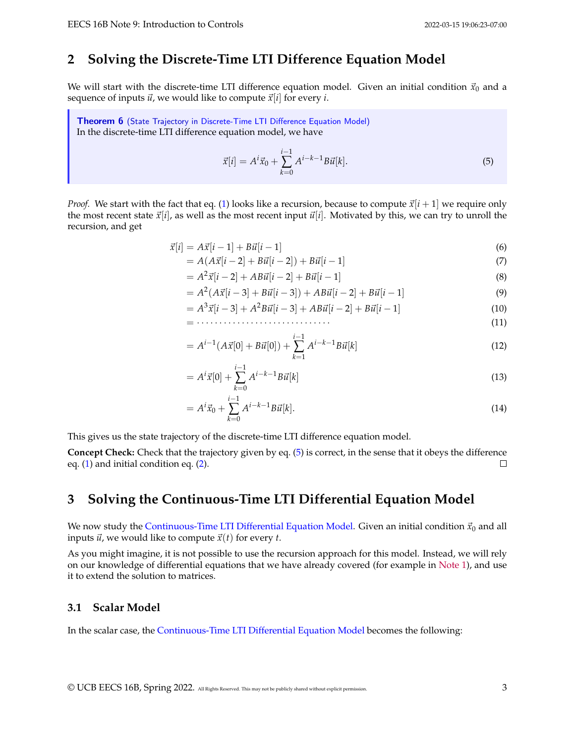## 2 Solving the Discrete-Time LTI Difference Equation Model

We will start with the discrete-time LTI difference equation model. Given an initial condition $\vec{x}_0$ and a sequence of inputs $\vec{u}$, we would like to compute $\vec{x}[i]$ for every $i$.

> **Theorem 6** (State Trajectory in Discrete-Time LTI Difference Equation Model)
> In the discrete-time LTI difference equation model, we have
>
> $$\vec{x}[i] = A^i \vec{x}_0 + \sum_{k=0}^{i-1} A^{i-k-1} B \vec{u}[k]. \tag{5}$$

*Proof.* We start with the fact that eq. (1) looks like a recursion, because to compute $\vec{x}[i+1]$ we require only the most recent state $\vec{x}[i]$, as well as the most recent input $\vec{u}[i]$. Motivated by this, we can try to unroll the recursion, and get

$$\begin{aligned}
\vec{x}[i] &= A\vec{x}[i-1] + B\vec{u}[i-1] && (6)\\
&= A(A\vec{x}[i-2] + B\vec{u}[i-2]) + B\vec{u}[i-1] && (7)\\
&= A^2\vec{x}[i-2] + AB\vec{u}[i-2] + B\vec{u}[i-1] && (8)\\
&= A^2(A\vec{x}[i-3] + B\vec{u}[i-3]) + AB\vec{u}[i-2] + B\vec{u}[i-1] && (9)\\
&= A^3\vec{x}[i-3] + A^2B\vec{u}[i-3] + AB\vec{u}[i-2] + B\vec{u}[i-1] && (10)\\
&= \cdots\cdots\cdots\cdots\cdots\cdots\cdots\cdots\cdots\cdots && (11)\\
&= A^{i-1}(A\vec{x}[0] + B\vec{u}[0]) + \sum_{k=1}^{i-1} A^{i-k-1}B\vec{u}[k] && (12)\\
&= A^i\vec{x}[0] + \sum_{k=0}^{i-1} A^{i-k-1}B\vec{u}[k] && (13)\\
&= A^i\vec{x}_0 + \sum_{k=0}^{i-1} A^{i-k-1}B\vec{u}[k]. && (14)
\end{aligned}$$

This gives us the state trajectory of the discrete-time LTI difference equation model.

**Concept Check:** Check that the trajectory given by eq. (5) is correct, in the sense that it obeys the difference eq. (1) and initial condition eq. (2). □

## 3 Solving the Continuous-Time LTI Differential Equation Model

We now study the Continuous-Time LTI Differential Equation Model. Given an initial condition $\vec{x}_0$ and all inputs $\vec{u}$, we would like to compute $\vec{x}(t)$ for every $t$.

As you might imagine, it is not possible to use the recursion approach for this model. Instead, we will rely on our knowledge of differential equations that we have already covered (for example in Note 1), and use it to extend the solution to matrices.

### 3.1 Scalar Model

In the scalar case, the Continuous-Time LTI Differential Equation Model becomes the following: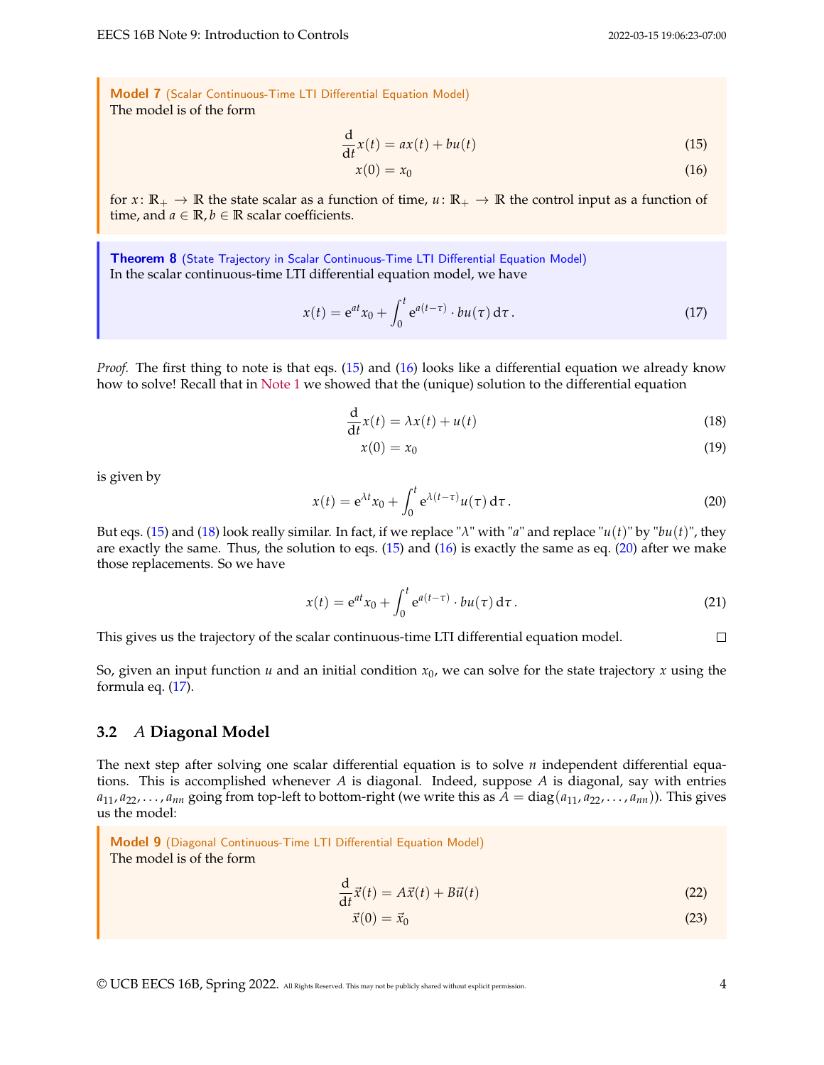**Model 7** (Scalar Continuous-Time LTI Differential Equation Model)
The model is of the form

$$\frac{\mathrm{d}}{\mathrm{d}t}x(t) = ax(t) + bu(t) \tag{15}$$

$$x(0) = x_0 \tag{16}$$

for $x\colon \mathbb{R}_+ \to \mathbb{R}$ the state scalar as a function of time, $u\colon \mathbb{R}_+ \to \mathbb{R}$ the control input as a function of time, and $a \in \mathbb{R}, b \in \mathbb{R}$ scalar coefficients.

**Theorem 8** (State Trajectory in Scalar Continuous-Time LTI Differential Equation Model)
In the scalar continuous-time LTI differential equation model, we have

$$x(t) = \mathrm{e}^{at}x_0 + \int_0^t \mathrm{e}^{a(t-\tau)} \cdot bu(\tau)\,\mathrm{d}\tau\,. \tag{17}$$

*Proof.* The first thing to note is that eqs. (15) and (16) looks like a differential equation we already know how to solve! Recall that in Note 1 we showed that the (unique) solution to the differential equation

$$\frac{\mathrm{d}}{\mathrm{d}t}x(t) = \lambda x(t) + u(t) \tag{18}$$

$$x(0) = x_0 \tag{19}$$

is given by

$$x(t) = \mathrm{e}^{\lambda t}x_0 + \int_0^t \mathrm{e}^{\lambda(t-\tau)}u(\tau)\,\mathrm{d}\tau\,. \tag{20}$$

But eqs. (15) and (18) look really similar. In fact, if we replace "$\lambda$" with "$a$" and replace "$u(t)$" by "$bu(t)$", they are exactly the same. Thus, the solution to eqs. (15) and (16) is exactly the same as eq. (20) after we make those replacements. So we have

$$x(t) = \mathrm{e}^{at}x_0 + \int_0^t \mathrm{e}^{a(t-\tau)} \cdot bu(\tau)\,\mathrm{d}\tau\,. \tag{21}$$

This gives us the trajectory of the scalar continuous-time LTI differential equation model. □

So, given an input function $u$ and an initial condition $x_0$, we can solve for the state trajectory $x$ using the formula eq. (17).

## 3.2 $A$ Diagonal Model

The next step after solving one scalar differential equation is to solve $n$ independent differential equations. This is accomplished whenever $A$ is diagonal. Indeed, suppose $A$ is diagonal, say with entries $a_{11}, a_{22}, \ldots, a_{nn}$ going from top-left to bottom-right (we write this as $A = \mathrm{diag}(a_{11}, a_{22}, \ldots, a_{nn})$). This gives us the model:

**Model 9** (Diagonal Continuous-Time LTI Differential Equation Model)
The model is of the form

$$\frac{\mathrm{d}}{\mathrm{d}t}\vec{x}(t) = A\vec{x}(t) + B\vec{u}(t) \tag{22}$$

$$\vec{x}(0) = \vec{x}_0 \tag{23}$$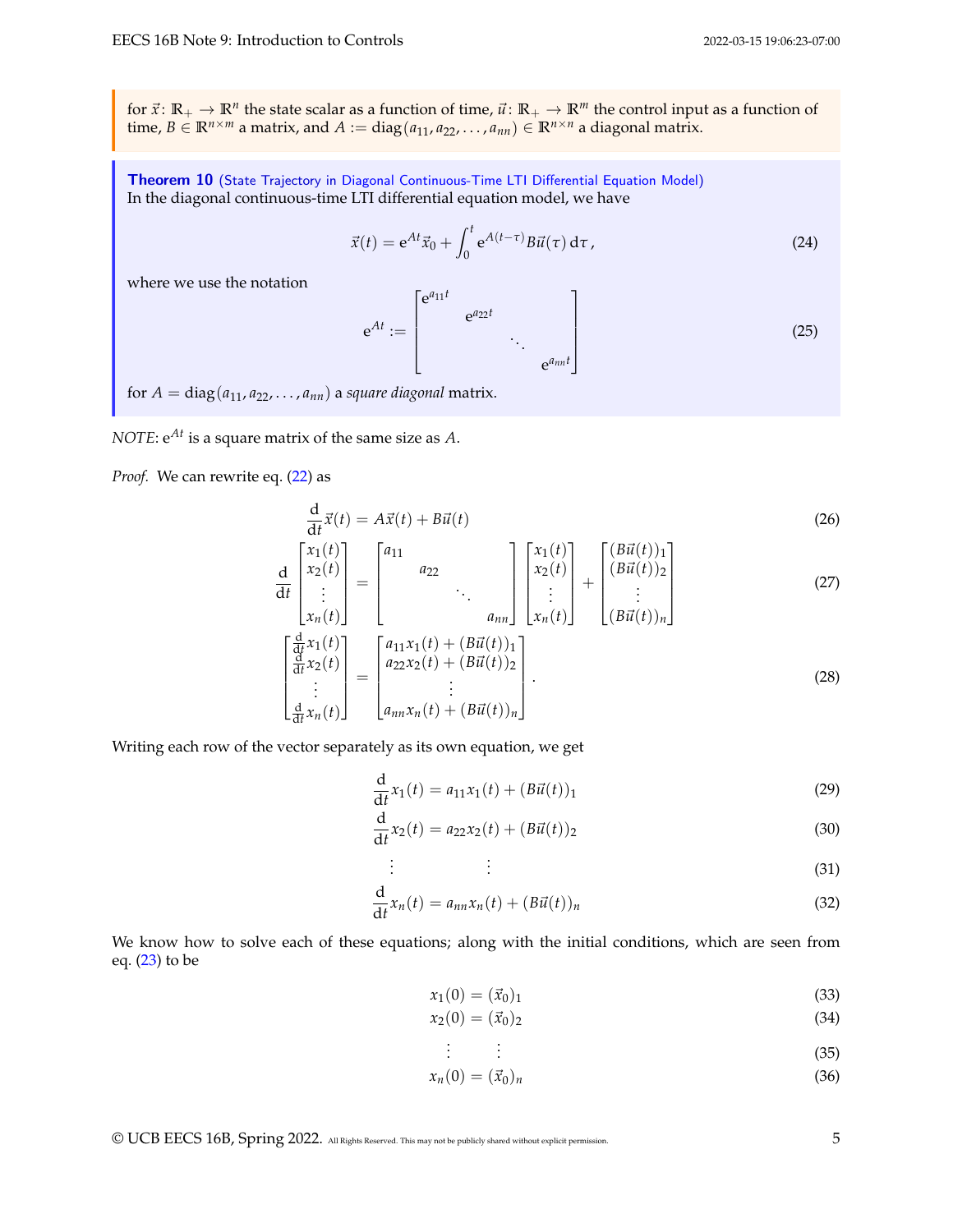for $\vec{x}\colon \mathbb{R}_+ \to \mathbb{R}^n$ the state scalar as a function of time, $\vec{u}\colon \mathbb{R}_+ \to \mathbb{R}^m$ the control input as a function of time, $B \in \mathbb{R}^{n\times m}$ a matrix, and $A := \operatorname{diag}(a_{11}, a_{22}, \ldots, a_{nn}) \in \mathbb{R}^{n\times n}$ a diagonal matrix.

**Theorem 10** (State Trajectory in Diagonal Continuous-Time LTI Differential Equation Model)
In the diagonal continuous-time LTI differential equation model, we have

$$\vec{x}(t) = e^{At}\vec{x}_0 + \int_0^t e^{A(t-\tau)}B\vec{u}(\tau)\,d\tau, \tag{24}$$

where we use the notation

$$e^{At} := \begin{bmatrix} e^{a_{11}t} & & & \\ & e^{a_{22}t} & & \\ & & \ddots & \\ & & & e^{a_{nn}t} \end{bmatrix} \tag{25}$$

for $A = \operatorname{diag}(a_{11}, a_{22}, \ldots, a_{nn})$ a *square diagonal* matrix.

*NOTE*: $e^{At}$ is a square matrix of the same size as $A$.

*Proof.* We can rewrite eq. (22) as

$$\frac{d}{dt}\vec{x}(t) = A\vec{x}(t) + B\vec{u}(t) \tag{26}$$

$$\frac{d}{dt}\begin{bmatrix} x_1(t) \\ x_2(t) \\ \vdots \\ x_n(t) \end{bmatrix} = \begin{bmatrix} a_{11} & & & \\ & a_{22} & & \\ & & \ddots & \\ & & & a_{nn} \end{bmatrix} \begin{bmatrix} x_1(t) \\ x_2(t) \\ \vdots \\ x_n(t) \end{bmatrix} + \begin{bmatrix} (B\vec{u}(t))_1 \\ (B\vec{u}(t))_2 \\ \vdots \\ (B\vec{u}(t))_n \end{bmatrix} \tag{27}$$

$$\begin{bmatrix} \frac{d}{dt}x_1(t) \\ \frac{d}{dt}x_2(t) \\ \vdots \\ \frac{d}{dt}x_n(t) \end{bmatrix} = \begin{bmatrix} a_{11}x_1(t) + (B\vec{u}(t))_1 \\ a_{22}x_2(t) + (B\vec{u}(t))_2 \\ \vdots \\ a_{nn}x_n(t) + (B\vec{u}(t))_n \end{bmatrix}. \tag{28}$$

Writing each row of the vector separately as its own equation, we get

$$\frac{d}{dt}x_1(t) = a_{11}x_1(t) + (B\vec{u}(t))_1 \tag{29}$$

$$\frac{d}{dt}x_2(t) = a_{22}x_2(t) + (B\vec{u}(t))_2 \tag{30}$$

$$\vdots \qquad \vdots \tag{31}$$

$$\frac{d}{dt}x_n(t) = a_{nn}x_n(t) + (B\vec{u}(t))_n \tag{32}$$

We know how to solve each of these equations; along with the initial conditions, which are seen from eq. (23) to be

$$x_1(0) = (\vec{x}_0)_1 \tag{33}$$

$$x_2(0) = (\vec{x}_0)_2 \tag{34}$$

$$\vdots \qquad \vdots \tag{35}$$

$$x_n(0) = (\vec{x}_0)_n \tag{36}$$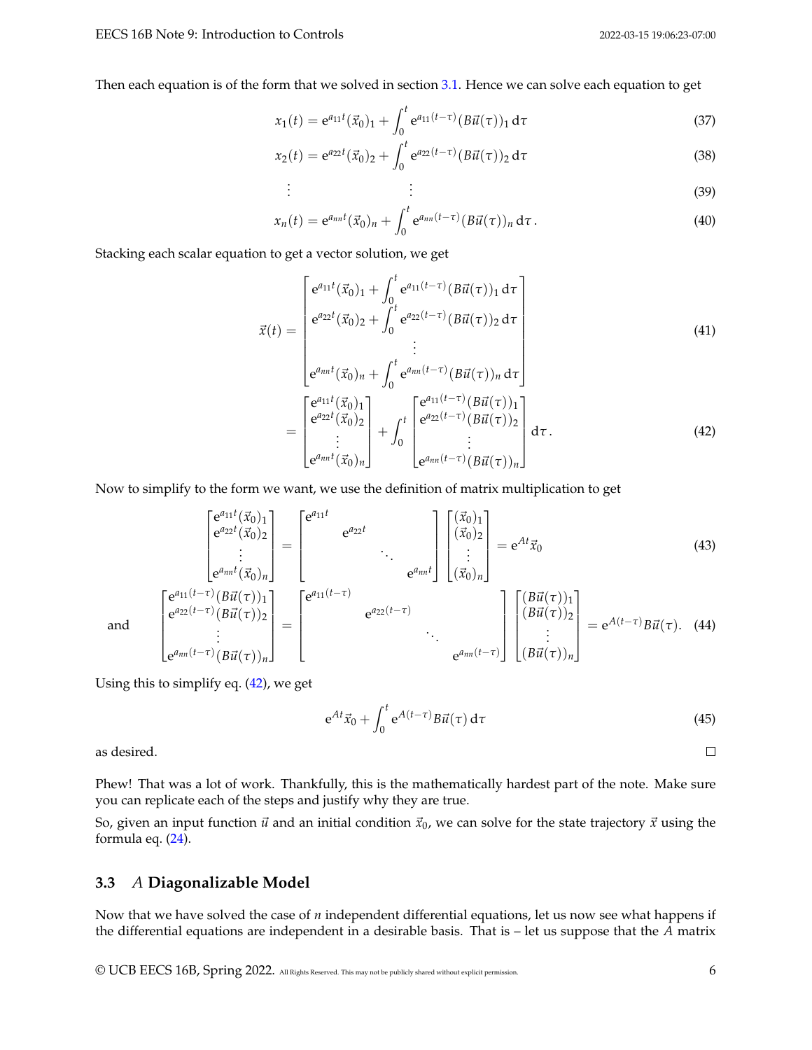Then each equation is of the form that we solved in section 3.1. Hence we can solve each equation to get

$$x_1(t) = e^{a_{11}t}(\vec{x}_0)_1 + \int_0^t e^{a_{11}(t-\tau)}(B\vec{u}(\tau))_1 \, d\tau \tag{37}$$

$$x_2(t) = e^{a_{22}t}(\vec{x}_0)_2 + \int_0^t e^{a_{22}(t-\tau)}(B\vec{u}(\tau))_2 \, d\tau \tag{38}$$

$$\vdots \qquad\qquad \vdots \tag{39}$$

$$x_n(t) = e^{a_{nn}t}(\vec{x}_0)_n + \int_0^t e^{a_{nn}(t-\tau)}(B\vec{u}(\tau))_n \, d\tau \,. \tag{40}$$

Stacking each scalar equation to get a vector solution, we get

$$\vec{x}(t) = \begin{bmatrix} e^{a_{11}t}(\vec{x}_0)_1 + \int_0^t e^{a_{11}(t-\tau)}(B\vec{u}(\tau))_1 \, d\tau \\ e^{a_{22}t}(\vec{x}_0)_2 + \int_0^t e^{a_{22}(t-\tau)}(B\vec{u}(\tau))_2 \, d\tau \\ \vdots \\ e^{a_{nn}t}(\vec{x}_0)_n + \int_0^t e^{a_{nn}(t-\tau)}(B\vec{u}(\tau))_n \, d\tau \end{bmatrix} \tag{41}$$

$$= \begin{bmatrix} e^{a_{11}t}(\vec{x}_0)_1 \\ e^{a_{22}t}(\vec{x}_0)_2 \\ \vdots \\ e^{a_{nn}t}(\vec{x}_0)_n \end{bmatrix} + \int_0^t \begin{bmatrix} e^{a_{11}(t-\tau)}(B\vec{u}(\tau))_1 \\ e^{a_{22}(t-\tau)}(B\vec{u}(\tau))_2 \\ \vdots \\ e^{a_{nn}(t-\tau)}(B\vec{u}(\tau))_n \end{bmatrix} d\tau \,. \tag{42}$$

Now to simplify to the form we want, we use the definition of matrix multiplication to get

$$\begin{bmatrix} e^{a_{11}t}(\vec{x}_0)_1 \\ e^{a_{22}t}(\vec{x}_0)_2 \\ \vdots \\ e^{a_{nn}t}(\vec{x}_0)_n \end{bmatrix} = \begin{bmatrix} e^{a_{11}t} & & & \\ & e^{a_{22}t} & & \\ & & \ddots & \\ & & & e^{a_{nn}t} \end{bmatrix} \begin{bmatrix} (\vec{x}_0)_1 \\ (\vec{x}_0)_2 \\ \vdots \\ (\vec{x}_0)_n \end{bmatrix} = e^{At}\vec{x}_0 \tag{43}$$

and

$$\begin{bmatrix} e^{a_{11}(t-\tau)}(B\vec{u}(\tau))_1 \\ e^{a_{22}(t-\tau)}(B\vec{u}(\tau))_2 \\ \vdots \\ e^{a_{nn}(t-\tau)}(B\vec{u}(\tau))_n \end{bmatrix} = \begin{bmatrix} e^{a_{11}(t-\tau)} & & & \\ & e^{a_{22}(t-\tau)} & & \\ & & \ddots & \\ & & & e^{a_{nn}(t-\tau)} \end{bmatrix} \begin{bmatrix} (B\vec{u}(\tau))_1 \\ (B\vec{u}(\tau))_2 \\ \vdots \\ (B\vec{u}(\tau))_n \end{bmatrix} = e^{A(t-\tau)}B\vec{u}(\tau). \tag{44}$$

Using this to simplify eq. (42), we get

$$e^{At}\vec{x}_0 + \int_0^t e^{A(t-\tau)}B\vec{u}(\tau) \, d\tau \tag{45}$$

as desired. □

Phew! That was a lot of work. Thankfully, this is the mathematically hardest part of the note. Make sure you can replicate each of the steps and justify why they are true.

So, given an input function $\vec{u}$ and an initial condition $\vec{x}_0$, we can solve for the state trajectory $\vec{x}$ using the formula eq. (24).

## 3.3 $A$ Diagonalizable Model

Now that we have solved the case of $n$ independent differential equations, let us now see what happens if the differential equations are independent in a desirable basis. That is – let us suppose that the $A$ matrix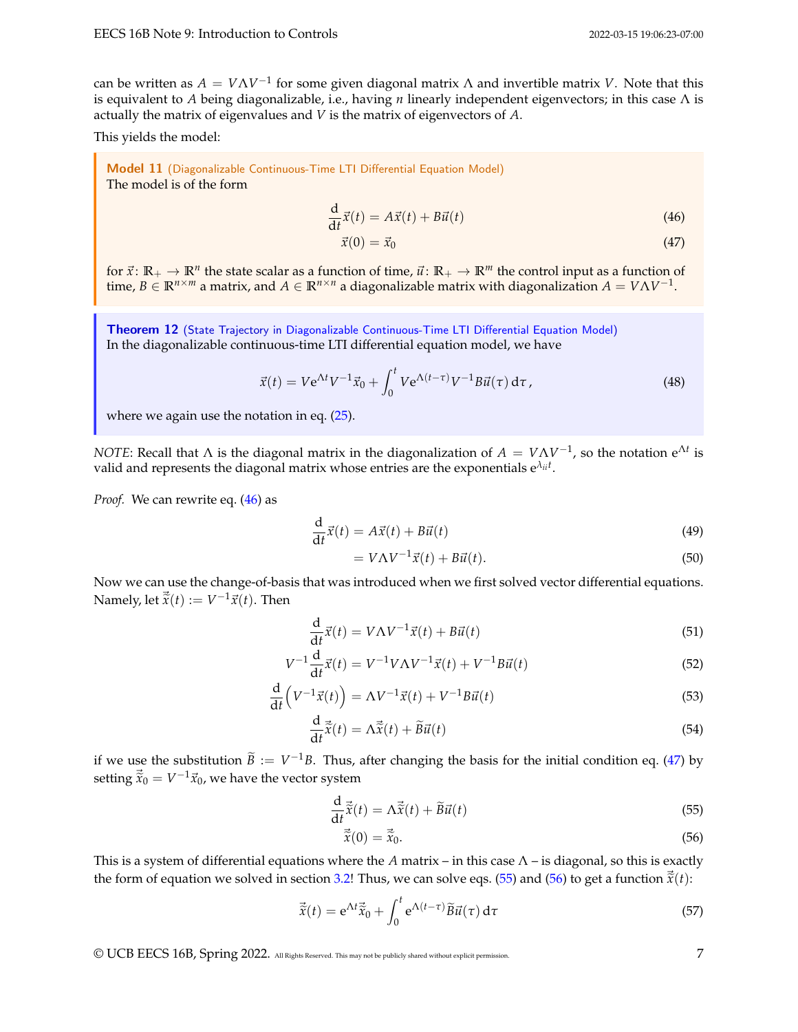can be written as $A = V\Lambda V^{-1}$ for some given diagonal matrix $\Lambda$ and invertible matrix $V$. Note that this is equivalent to $A$ being diagonalizable, i.e., having $n$ linearly independent eigenvectors; in this case $\Lambda$ is actually the matrix of eigenvalues and $V$ is the matrix of eigenvectors of $A$.

This yields the model:

> **Model 11** (Diagonalizable Continuous-Time LTI Differential Equation Model)
> The model is of the form
>
> $$\frac{\mathrm{d}}{\mathrm{d}t}\vec{x}(t) = A\vec{x}(t) + B\vec{u}(t) \tag{46}$$
>
> $$\vec{x}(0) = \vec{x}_0 \tag{47}$$
>
> for $\vec{x}\colon \mathbb{R}_+ \to \mathbb{R}^n$ the state scalar as a function of time, $\vec{u}\colon \mathbb{R}_+ \to \mathbb{R}^m$ the control input as a function of time, $B \in \mathbb{R}^{n\times m}$ a matrix, and $A \in \mathbb{R}^{n\times n}$ a diagonalizable matrix with diagonalization $A = V\Lambda V^{-1}$.

> **Theorem 12** (State Trajectory in Diagonalizable Continuous-Time LTI Differential Equation Model)
> In the diagonalizable continuous-time LTI differential equation model, we have
>
> $$\vec{x}(t) = V\mathrm{e}^{\Lambda t}V^{-1}\vec{x}_0 + \int_0^t V\mathrm{e}^{\Lambda(t-\tau)}V^{-1}B\vec{u}(\tau)\,\mathrm{d}\tau\,, \tag{48}$$
>
> where we again use the notation in eq. (25).

*NOTE*: Recall that $\Lambda$ is the diagonal matrix in the diagonalization of $A = V\Lambda V^{-1}$, so the notation $\mathrm{e}^{\Lambda t}$ is valid and represents the diagonal matrix whose entries are the exponentials $\mathrm{e}^{\lambda_{ii}t}$.

*Proof.* We can rewrite eq. (46) as

$$\frac{\mathrm{d}}{\mathrm{d}t}\vec{x}(t) = A\vec{x}(t) + B\vec{u}(t) \tag{49}$$

$$= V\Lambda V^{-1}\vec{x}(t) + B\vec{u}(t). \tag{50}$$

Now we can use the change-of-basis that was introduced when we first solved vector differential equations. Namely, let $\vec{\tilde{x}}(t) := V^{-1}\vec{x}(t)$. Then

$$\frac{\mathrm{d}}{\mathrm{d}t}\vec{x}(t) = V\Lambda V^{-1}\vec{x}(t) + B\vec{u}(t) \tag{51}$$

$$V^{-1}\frac{\mathrm{d}}{\mathrm{d}t}\vec{x}(t) = V^{-1}V\Lambda V^{-1}\vec{x}(t) + V^{-1}B\vec{u}(t) \tag{52}$$

$$\frac{\mathrm{d}}{\mathrm{d}t}\left(V^{-1}\vec{x}(t)\right) = \Lambda V^{-1}\vec{x}(t) + V^{-1}B\vec{u}(t) \tag{53}$$

$$\frac{\mathrm{d}}{\mathrm{d}t}\vec{\tilde{x}}(t) = \Lambda\vec{\tilde{x}}(t) + \widetilde{B}\vec{u}(t) \tag{54}$$

if we use the substitution $\widetilde{B} := V^{-1}B$. Thus, after changing the basis for the initial condition eq. (47) by setting $\vec{\tilde{x}}_0 = V^{-1}\vec{x}_0$, we have the vector system

$$\frac{\mathrm{d}}{\mathrm{d}t}\vec{\tilde{x}}(t) = \Lambda\vec{\tilde{x}}(t) + \widetilde{B}\vec{u}(t) \tag{55}$$

$$\vec{\tilde{x}}(0) = \vec{\tilde{x}}_0. \tag{56}$$

This is a system of differential equations where the $A$ matrix – in this case $\Lambda$ – is diagonal, so this is exactly the form of equation we solved in section 3.2! Thus, we can solve eqs. (55) and (56) to get a function $\vec{\tilde{x}}(t)$:

$$\vec{\tilde{x}}(t) = \mathrm{e}^{\Lambda t}\vec{\tilde{x}}_0 + \int_0^t \mathrm{e}^{\Lambda(t-\tau)}\widetilde{B}\vec{u}(\tau)\,\mathrm{d}\tau \tag{57}$$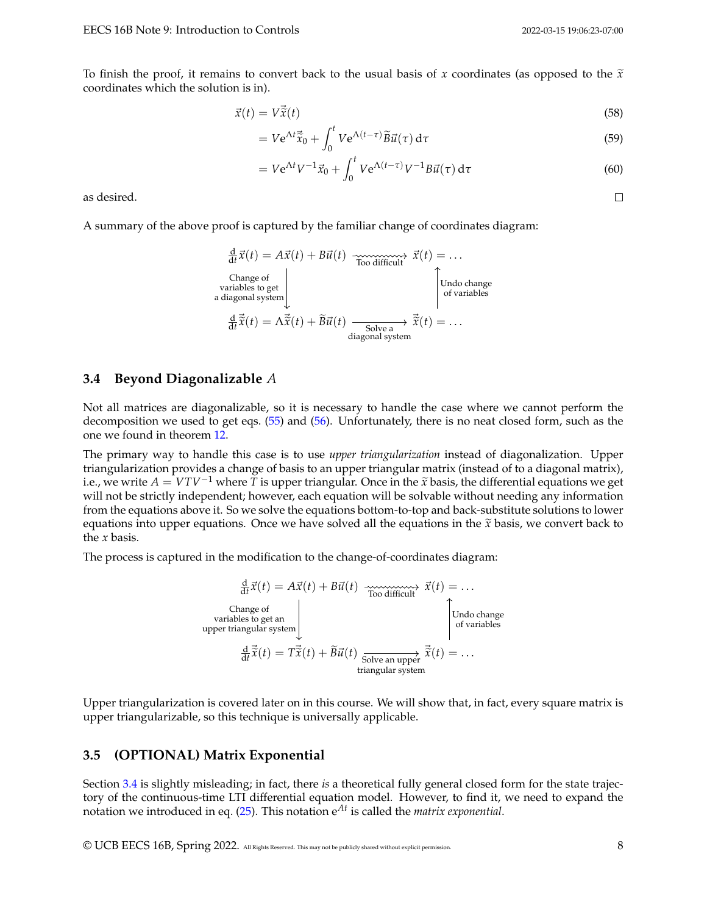To finish the proof, it remains to convert back to the usual basis of $x$ coordinates (as opposed to the $\widetilde{x}$ coordinates which the solution is in).

$$\vec{x}(t) = V\vec{\widetilde{x}}(t) \tag{58}$$

$$= Ve^{\Lambda t}\vec{\widetilde{x}}_0 + \int_0^t Ve^{\Lambda(t-\tau)}\widetilde{B}\vec{u}(\tau)\,\mathrm{d}\tau \tag{59}$$

$$= Ve^{\Lambda t}V^{-1}\vec{x}_0 + \int_0^t Ve^{\Lambda(t-\tau)}V^{-1}B\vec{u}(\tau)\,\mathrm{d}\tau \tag{60}$$

as desired. □

A summary of the above proof is captured by the familiar change of coordinates diagram:

$$\begin{array}{ccc}
\frac{\mathrm{d}}{\mathrm{d}t}\vec{x}(t) = A\vec{x}(t) + B\vec{u}(t) & \xrightarrow{\text{Too difficult}} & \vec{x}(t) = \ldots \\
\Big\downarrow \text{Change of variables to get a diagonal system} & & \Big\uparrow \text{Undo change of variables} \\
\frac{\mathrm{d}}{\mathrm{d}t}\vec{\widetilde{x}}(t) = \Lambda\vec{\widetilde{x}}(t) + \widetilde{B}\vec{u}(t) & \xrightarrow{\text{Solve a diagonal system}} & \vec{\widetilde{x}}(t) = \ldots
\end{array}$$

## 3.4 Beyond Diagonalizable $A$

Not all matrices are diagonalizable, so it is necessary to handle the case where we cannot perform the decomposition we used to get eqs. (55) and (56). Unfortunately, there is no neat closed form, such as the one we found in theorem 12.

The primary way to handle this case is to use *upper triangularization* instead of diagonalization. Upper triangularization provides a change of basis to an upper triangular matrix (instead of to a diagonal matrix), i.e., we write $A = VTV^{-1}$ where $T$ is upper triangular. Once in the $\widetilde{x}$ basis, the differential equations we get will not be strictly independent; however, each equation will be solvable without needing any information from the equations above it. So we solve the equations bottom-to-top and back-substitute solutions to lower equations into upper equations. Once we have solved all the equations in the $\widetilde{x}$ basis, we convert back to the $x$ basis.

The process is captured in the modification to the change-of-coordinates diagram:

$$\begin{array}{ccc}
\frac{\mathrm{d}}{\mathrm{d}t}\vec{x}(t) = A\vec{x}(t) + B\vec{u}(t) & \xrightarrow{\text{Too difficult}} & \vec{x}(t) = \ldots \\
\Big\downarrow \text{Change of variables to get an upper triangular system} & & \Big\uparrow \text{Undo change of variables} \\
\frac{\mathrm{d}}{\mathrm{d}t}\vec{\widetilde{x}}(t) = T\vec{\widetilde{x}}(t) + \widetilde{B}\vec{u}(t) & \xrightarrow{\text{Solve an upper triangular system}} & \vec{\widetilde{x}}(t) = \ldots
\end{array}$$

Upper triangularization is covered later on in this course. We will show that, in fact, every square matrix is upper triangularizable, so this technique is universally applicable.

## 3.5 (OPTIONAL) Matrix Exponential

Section 3.4 is slightly misleading; in fact, there *is* a theoretical fully general closed form for the state trajectory of the continuous-time LTI differential equation model. However, to find it, we need to expand the notation we introduced in eq. (25). This notation $e^{At}$ is called the *matrix exponential*.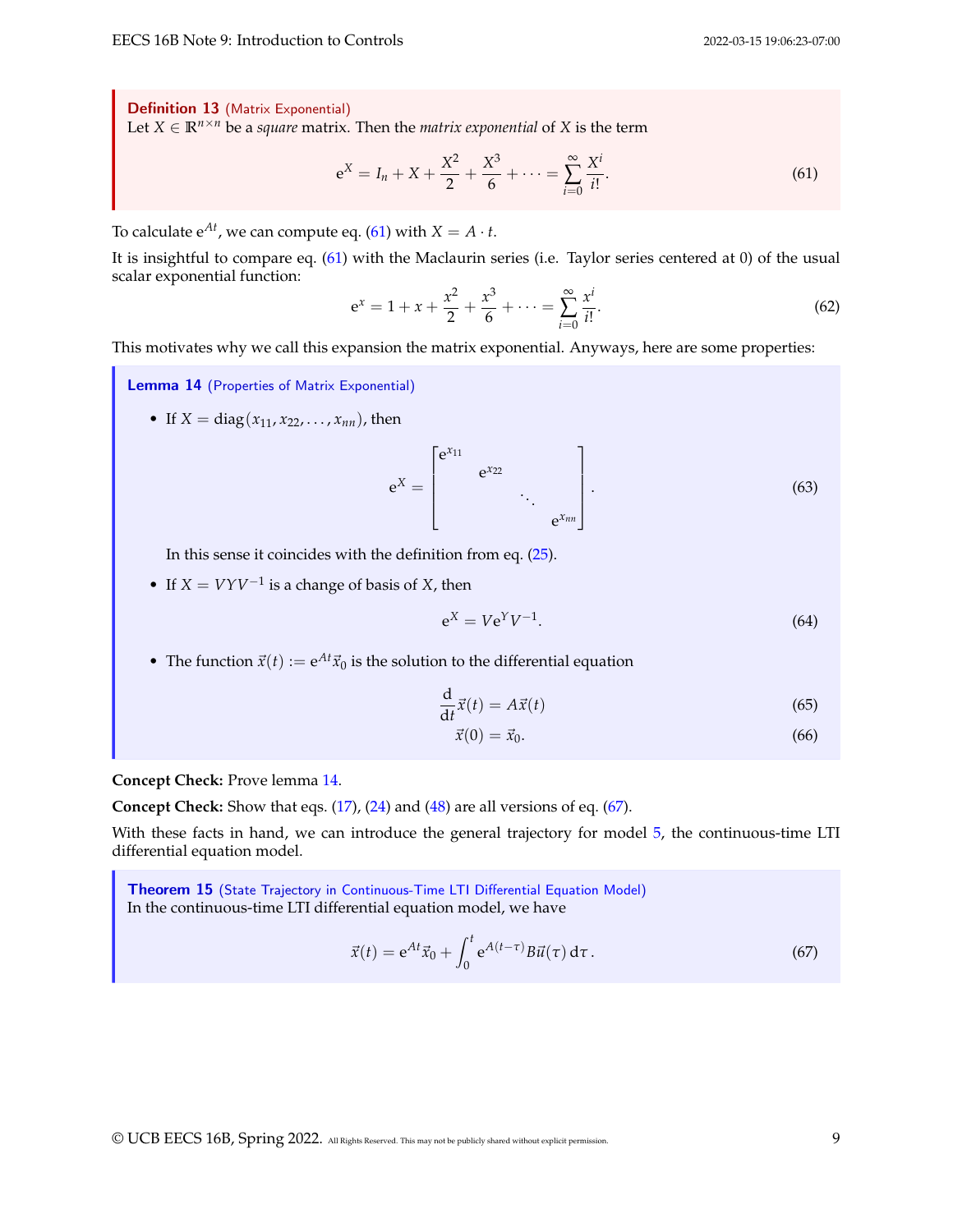**Definition 13** (Matrix Exponential)
Let $X \in \mathbb{R}^{n \times n}$ be a *square* matrix. Then the *matrix exponential* of $X$ is the term

$$e^X = I_n + X + \frac{X^2}{2} + \frac{X^3}{6} + \cdots = \sum_{i=0}^{\infty} \frac{X^i}{i!}. \tag{61}$$

To calculate $e^{At}$, we can compute eq. (61) with $X = A \cdot t$.

It is insightful to compare eq. (61) with the Maclaurin series (i.e. Taylor series centered at 0) of the usual scalar exponential function:

$$e^x = 1 + x + \frac{x^2}{2} + \frac{x^3}{6} + \cdots = \sum_{i=0}^{\infty} \frac{x^i}{i!}. \tag{62}$$

This motivates why we call this expansion the matrix exponential. Anyways, here are some properties:

**Lemma 14** (Properties of Matrix Exponential)

- If $X = \operatorname{diag}(x_{11}, x_{22}, \ldots, x_{nn})$, then

$$e^X = \begin{bmatrix} e^{x_{11}} & & & \\ & e^{x_{22}} & & \\ & & \ddots & \\ & & & e^{x_{nn}} \end{bmatrix}. \tag{63}$$

  In this sense it coincides with the definition from eq. (25).

- If $X = VYV^{-1}$ is a change of basis of $X$, then

$$e^X = Ve^YV^{-1}. \tag{64}$$

- The function $\vec{x}(t) := e^{At}\vec{x}_0$ is the solution to the differential equation

$$\frac{d}{dt}\vec{x}(t) = A\vec{x}(t) \tag{65}$$

$$\vec{x}(0) = \vec{x}_0. \tag{66}$$

**Concept Check:** Prove lemma 14.

**Concept Check:** Show that eqs. (17), (24) and (48) are all versions of eq. (67).

With these facts in hand, we can introduce the general trajectory for model 5, the continuous-time LTI differential equation model.

**Theorem 15** (State Trajectory in Continuous-Time LTI Differential Equation Model)
In the continuous-time LTI differential equation model, we have

$$\vec{x}(t) = e^{At}\vec{x}_0 + \int_0^t e^{A(t-\tau)} B\vec{u}(\tau)\, d\tau\,. \tag{67}$$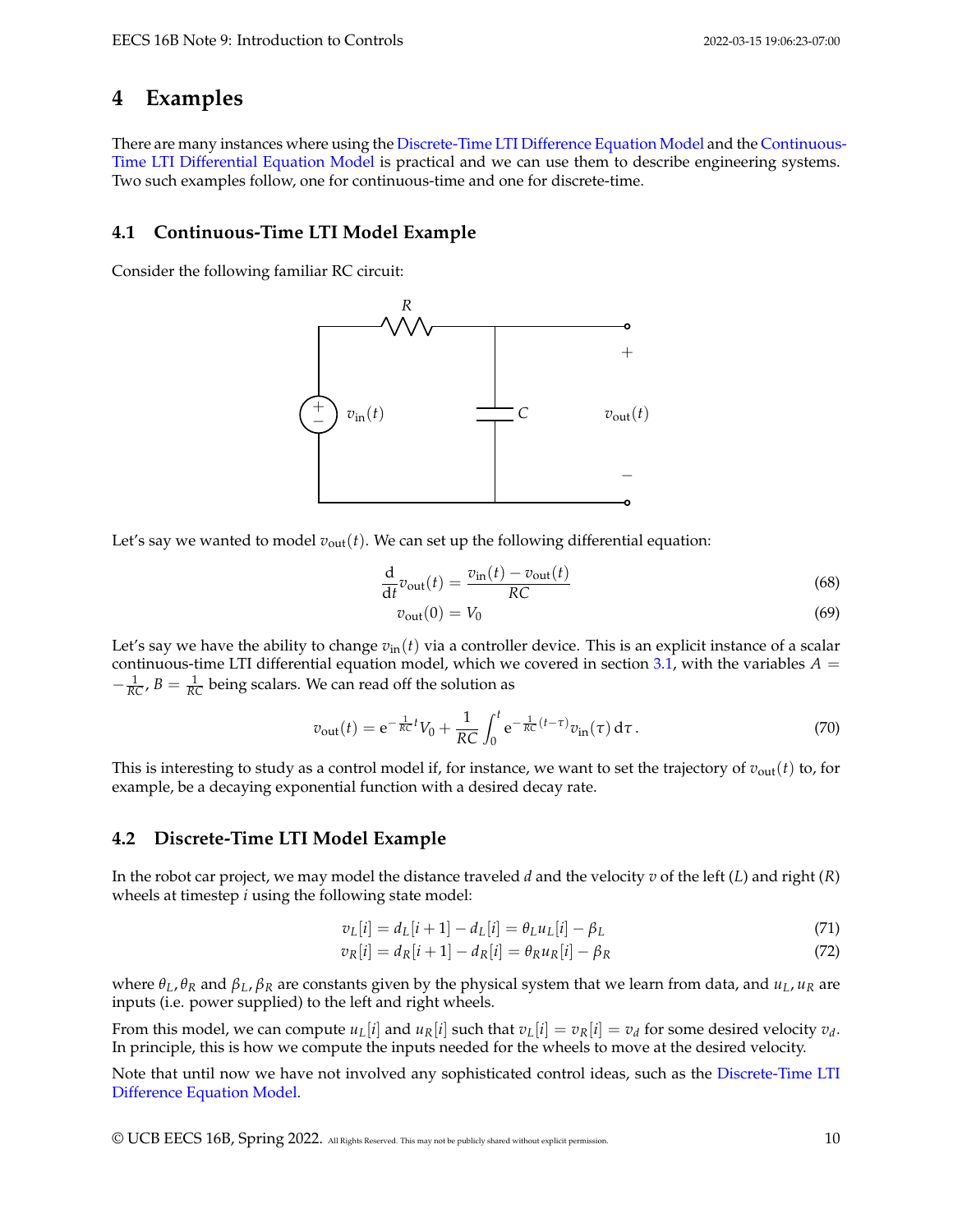## 4 Examples

There are many instances where using the Discrete-Time LTI Difference Equation Model and the Continuous-Time LTI Differential Equation Model is practical and we can use them to describe engineering systems. Two such examples follow, one for continuous-time and one for discrete-time.

### 4.1 Continuous-Time LTI Model Example

Consider the following familiar RC circuit:

Let's say we wanted to model $v_{\text{out}}(t)$. We can set up the following differential equation:

$$\frac{\mathrm{d}}{\mathrm{d}t} v_{\text{out}}(t) = \frac{v_{\text{in}}(t) - v_{\text{out}}(t)}{RC} \tag{68}$$

$$v_{\text{out}}(0) = V_0 \tag{69}$$

Let's say we have the ability to change $v_{\text{in}}(t)$ via a controller device. This is an explicit instance of a scalar continuous-time LTI differential equation model, which we covered in section 3.1, with the variables $A = -\frac{1}{RC}$, $B = \frac{1}{RC}$ being scalars. We can read off the solution as

$$v_{\text{out}}(t) = \mathrm{e}^{-\frac{1}{RC}t} V_0 + \frac{1}{RC} \int_0^t \mathrm{e}^{-\frac{1}{RC}(t-\tau)} v_{\text{in}}(\tau) \, \mathrm{d}\tau. \tag{70}$$

This is interesting to study as a control model if, for instance, we want to set the trajectory of $v_{\text{out}}(t)$ to, for example, be a decaying exponential function with a desired decay rate.

### 4.2 Discrete-Time LTI Model Example

In the robot car project, we may model the distance traveled $d$ and the velocity $v$ of the left ($L$) and right ($R$) wheels at timestep $i$ using the following state model:

$$v_L[i] = d_L[i+1] - d_L[i] = \theta_L u_L[i] - \beta_L \tag{71}$$

$$v_R[i] = d_R[i+1] - d_R[i] = \theta_R u_R[i] - \beta_R \tag{72}$$

where $\theta_L, \theta_R$ and $\beta_L, \beta_R$ are constants given by the physical system that we learn from data, and $u_L, u_R$ are inputs (i.e. power supplied) to the left and right wheels.

From this model, we can compute $u_L[i]$ and $u_R[i]$ such that $v_L[i] = v_R[i] = v_d$ for some desired velocity $v_d$. In principle, this is how we compute the inputs needed for the wheels to move at the desired velocity.

Note that until now we have not involved any sophisticated control ideas, such as the Discrete-Time LTI Difference Equation Model.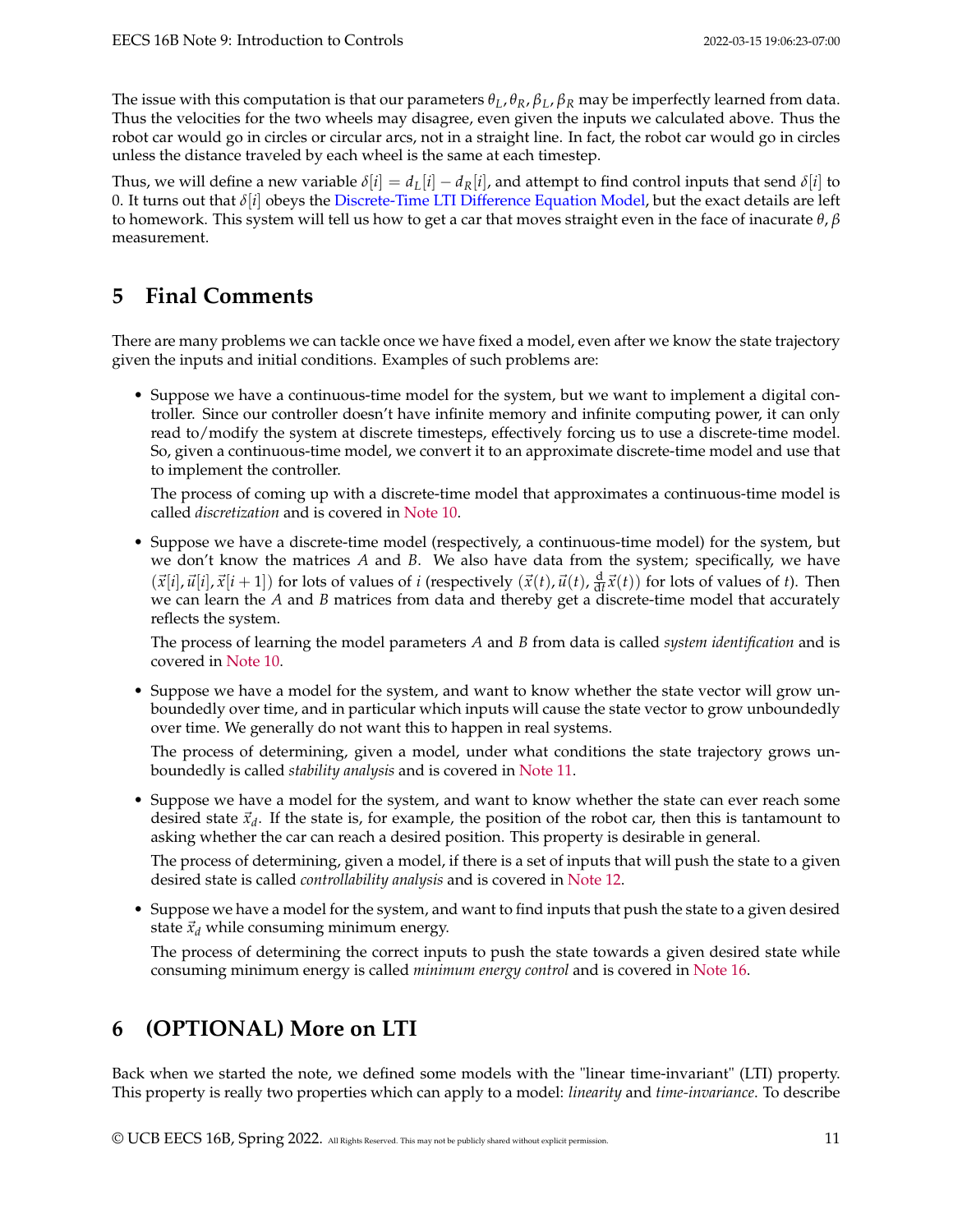The issue with this computation is that our parameters $\theta_L, \theta_R, \beta_L, \beta_R$ may be imperfectly learned from data. Thus the velocities for the two wheels may disagree, even given the inputs we calculated above. Thus the robot car would go in circles or circular arcs, not in a straight line. In fact, the robot car would go in circles unless the distance traveled by each wheel is the same at each timestep.

Thus, we will define a new variable $\delta[i] = d_L[i] - d_R[i]$, and attempt to find control inputs that send $\delta[i]$ to 0. It turns out that $\delta[i]$ obeys the Discrete-Time LTI Difference Equation Model, but the exact details are left to homework. This system will tell us how to get a car that moves straight even in the face of inacurate $\theta, \beta$ measurement.

## 5 Final Comments

There are many problems we can tackle once we have fixed a model, even after we know the state trajectory given the inputs and initial conditions. Examples of such problems are:

- Suppose we have a continuous-time model for the system, but we want to implement a digital controller. Since our controller doesn't have infinite memory and infinite computing power, it can only read to/modify the system at discrete timesteps, effectively forcing us to use a discrete-time model. So, given a continuous-time model, we convert it to an approximate discrete-time model and use that to implement the controller.

  The process of coming up with a discrete-time model that approximates a continuous-time model is called *discretization* and is covered in Note 10.

- Suppose we have a discrete-time model (respectively, a continuous-time model) for the system, but we don't know the matrices $A$ and $B$. We also have data from the system; specifically, we have $(\vec{x}[i], \vec{u}[i], \vec{x}[i+1])$ for lots of values of $i$ (respectively $(\vec{x}(t), \vec{u}(t), \frac{\mathrm{d}}{\mathrm{d}t}\vec{x}(t))$ for lots of values of $t$). Then we can learn the $A$ and $B$ matrices from data and thereby get a discrete-time model that accurately reflects the system.

  The process of learning the model parameters $A$ and $B$ from data is called *system identification* and is covered in Note 10.

- Suppose we have a model for the system, and want to know whether the state vector will grow unboundedly over time, and in particular which inputs will cause the state vector to grow unboundedly over time. We generally do not want this to happen in real systems.

  The process of determining, given a model, under what conditions the state trajectory grows unboundedly is called *stability analysis* and is covered in Note 11.

- Suppose we have a model for the system, and want to know whether the state can ever reach some desired state $\vec{x}_d$. If the state is, for example, the position of the robot car, then this is tantamount to asking whether the car can reach a desired position. This property is desirable in general.

  The process of determining, given a model, if there is a set of inputs that will push the state to a given desired state is called *controllability analysis* and is covered in Note 12.

- Suppose we have a model for the system, and want to find inputs that push the state to a given desired state $\vec{x}_d$ while consuming minimum energy.

  The process of determining the correct inputs to push the state towards a given desired state while consuming minimum energy is called *minimum energy control* and is covered in Note 16.

## 6 (OPTIONAL) More on LTI

Back when we started the note, we defined some models with the "linear time-invariant" (LTI) property. This property is really two properties which can apply to a model: *linearity* and *time-invariance*. To describe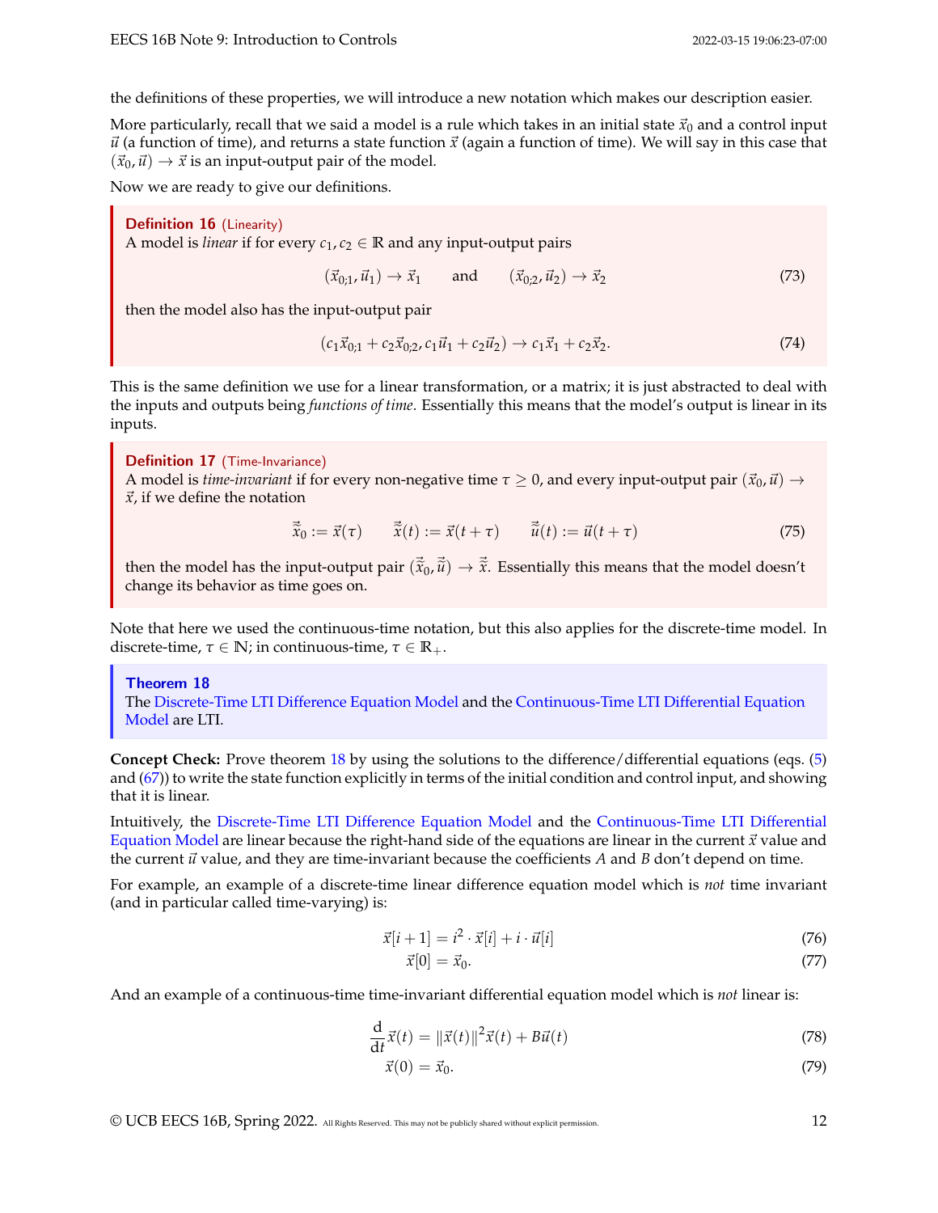the definitions of these properties, we will introduce a new notation which makes our description easier.

More particularly, recall that we said a model is a rule which takes in an initial state $\vec{x}_0$ and a control input $\vec{u}$ (a function of time), and returns a state function $\vec{x}$ (again a function of time). We will say in this case that $(\vec{x}_0, \vec{u}) \to \vec{x}$ is an input-output pair of the model.

Now we are ready to give our definitions.

> **Definition 16** (Linearity)
> A model is *linear* if for every $c_1, c_2 \in \mathbb{R}$ and any input-output pairs
>
> $$(\vec{x}_{0;1}, \vec{u}_1) \to \vec{x}_1 \qquad \text{and} \qquad (\vec{x}_{0;2}, \vec{u}_2) \to \vec{x}_2 \tag{73}$$
>
> then the model also has the input-output pair
>
> $$(c_1\vec{x}_{0;1} + c_2\vec{x}_{0;2}, c_1\vec{u}_1 + c_2\vec{u}_2) \to c_1\vec{x}_1 + c_2\vec{x}_2. \tag{74}$$

This is the same definition we use for a linear transformation, or a matrix; it is just abstracted to deal with the inputs and outputs being *functions of time*. Essentially this means that the model's output is linear in its inputs.

> **Definition 17** (Time-Invariance)
> A model is *time-invariant* if for every non-negative time $\tau \geq 0$, and every input-output pair $(\vec{x}_0, \vec{u}) \to \vec{x}$, if we define the notation
>
> $$\vec{\tilde{x}}_0 := \vec{x}(\tau) \qquad \vec{\tilde{x}}(t) := \vec{x}(t + \tau) \qquad \vec{\tilde{u}}(t) := \vec{u}(t + \tau) \tag{75}$$
>
> then the model has the input-output pair $(\vec{\tilde{x}}_0, \vec{\tilde{u}}) \to \vec{\tilde{x}}$. Essentially this means that the model doesn't change its behavior as time goes on.

Note that here we used the continuous-time notation, but this also applies for the discrete-time model. In discrete-time, $\tau \in \mathbb{N}$; in continuous-time, $\tau \in \mathbb{R}_+$.

> **Theorem 18**
> The Discrete-Time LTI Difference Equation Model and the Continuous-Time LTI Differential Equation Model are LTI.

**Concept Check:** Prove theorem 18 by using the solutions to the difference/differential equations (eqs. (5) and (67)) to write the state function explicitly in terms of the initial condition and control input, and showing that it is linear.

Intuitively, the Discrete-Time LTI Difference Equation Model and the Continuous-Time LTI Differential Equation Model are linear because the right-hand side of the equations are linear in the current $\vec{x}$ value and the current $\vec{u}$ value, and they are time-invariant because the coefficients $A$ and $B$ don't depend on time.

For example, an example of a discrete-time linear difference equation model which is *not* time invariant (and in particular called time-varying) is:

$$\vec{x}[i+1] = i^2 \cdot \vec{x}[i] + i \cdot \vec{u}[i] \tag{76}$$

$$\vec{x}[0] = \vec{x}_0. \tag{77}$$

And an example of a continuous-time time-invariant differential equation model which is *not* linear is:

$$\frac{\mathrm{d}}{\mathrm{d}t}\vec{x}(t) = \|\vec{x}(t)\|^2 \vec{x}(t) + B\vec{u}(t) \tag{78}$$

$$\vec{x}(0) = \vec{x}_0. \tag{79}$$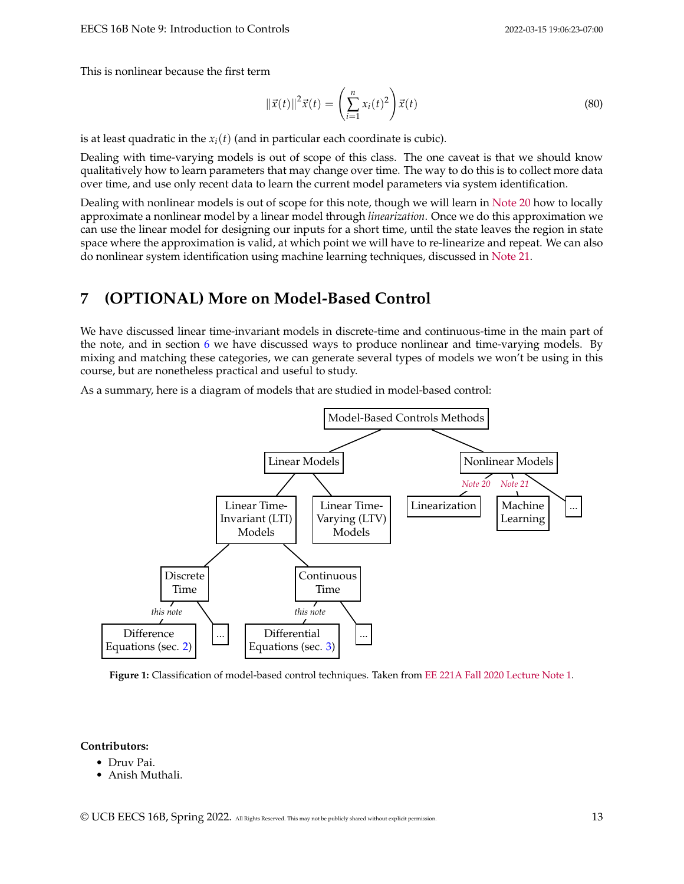This is nonlinear because the first term

$$\|\vec{x}(t)\|^2 \vec{x}(t) = \left(\sum_{i=1}^{n} x_i(t)^2\right) \vec{x}(t) \tag{80}$$

is at least quadratic in the $x_i(t)$ (and in particular each coordinate is cubic).

Dealing with time-varying models is out of scope of this class. The one caveat is that we should know qualitatively how to learn parameters that may change over time. The way to do this is to collect more data over time, and use only recent data to learn the current model parameters via system identification.

Dealing with nonlinear models is out of scope for this note, though we will learn in Note 20 how to locally approximate a nonlinear model by a linear model through *linearization*. Once we do this approximation we can use the linear model for designing our inputs for a short time, until the state leaves the region in state space where the approximation is valid, at which point we will have to re-linearize and repeat. We can also do nonlinear system identification using machine learning techniques, discussed in Note 21.

# 7 (OPTIONAL) More on Model-Based Control

We have discussed linear time-invariant models in discrete-time and continuous-time in the main part of the note, and in section 6 we have discussed ways to produce nonlinear and time-varying models. By mixing and matching these categories, we can generate several types of models we won't be using in this course, but are nonetheless practical and useful to study.

As a summary, here is a diagram of models that are studied in model-based control:

Model-Based Controls Methods

Linear Models

Nonlinear Models

Note 20

Note 21

Linear Time-Invariant (LTI) Models

Linear Time-Varying (LTV) Models

Linearization

Machine Learning

...

Discrete Time

Continuous Time

this note

this note

Difference Equations (sec. 2)

...

Differential Equations (sec. 3)

...

**Figure 1:** Classification of model-based control techniques. Taken from EE 221A Fall 2020 Lecture Note 1.

**Contributors:**

- Druv Pai.
- Anish Muthali.